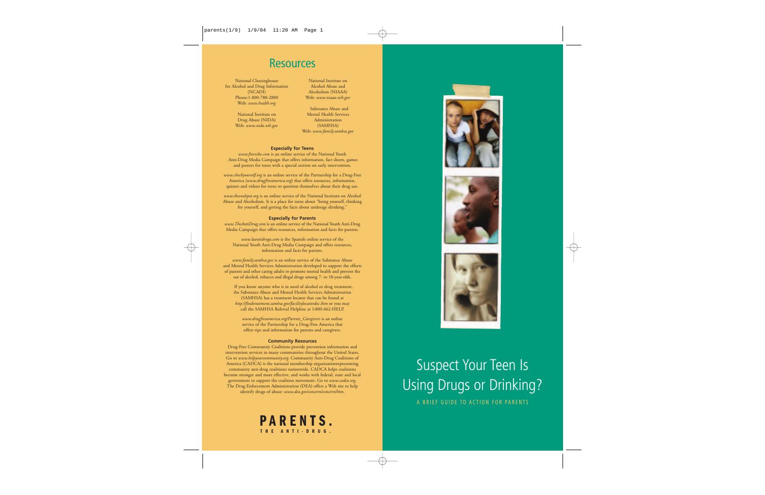## Resources

National Clearinghouse for Alcohol and Drug Information (NCADI)
Phone: 1-800-788-2800
Web: *www.health.org*

National Institute on Drug Abuse (NIDA)
Web: *www.nida.nih.gov*

National Institute on Alcohol Abuse and Alcoholism (NIAAA)
Web: *www.niaaa.nih.gov*

Substance Abuse and Mental Health Services Administration (SAMHSA)
Web: *www.family.samhsa.gov*

**Especially for Teens**

*www.freevibe.com* is an online service of the National Youth Anti-Drug Media Campaign that offers information, fact sheets, games and posters for teens with a special section on early intervention.

*www.checkyourself.org* is an online service of the Partnership for a Drug-Free America (*www.drugfreeamerica.org*) that offers resources, information, quizzes and videos for teens to question themselves about their drug use.

*www.thecoolspot.org* is an online service of the National Institute on Alcohol Abuse and Alcoholism. It is a place for teens about "being yourself, thinking for yourself, and getting the facts about underage drinking."

**Especially for Parents**

*www.TheAntiDrug.com* is an online service of the National Youth Anti-Drug Media Campaign that offers resources, information and facts for parents.

*www.laantidroga.com* is the Spanish online service of the National Youth Anti-Drug Media Campaign and offers resources, information and facts for parents.

*www.family.samhsa.gov* is an online service of the Substance Abuse and Mental Health Services Administration developed to support the efforts of parents and other caring adults to promote mental health and prevent the use of alcohol, tobacco and illegal drugs among 7- to 18-year-olds.

If you know anyone who is in need of alcohol or drug treatment, the Substance Abuse and Mental Health Services Administration (SAMHSA) has a treatment locator that can be found at *http://findtreatment.samhsa.gov/facilitylocatordoc.htm* or you may call the SAMHSA Referral Helpline at 1-800-662-HELP.

*www.drugfreeamerica.org/Parents_Caregivers* is an online service of the Partnership for a Drug-Free America that offers tips and information for parents and caregivers.

**Community Resources**

Drug-Free Community Coalitions provide prevention information and intervention services in many communities throughout the United States. Go to *www.helpyourcommunity.org*. Community Anti-Drug Coalitions of America (CADCA) is the national membership organizationrepresenting community anti-drug coalitions nationwide. CADCA helps coalitions become stronger and more effective, and works with federal, state and local government to support the coalition movement. Go to *www.cadca.org*. The Drug Enforcement Administration (DEA) offers a Web site to help identify drugs of abuse: *www.dea.gov/concern/concern.htm*.

**PARENTS.**
**THE ANTI-DRUG.**

# Suspect Your Teen Is Using Drugs or Drinking?

A BRIEF GUIDE TO ACTION FOR PARENTS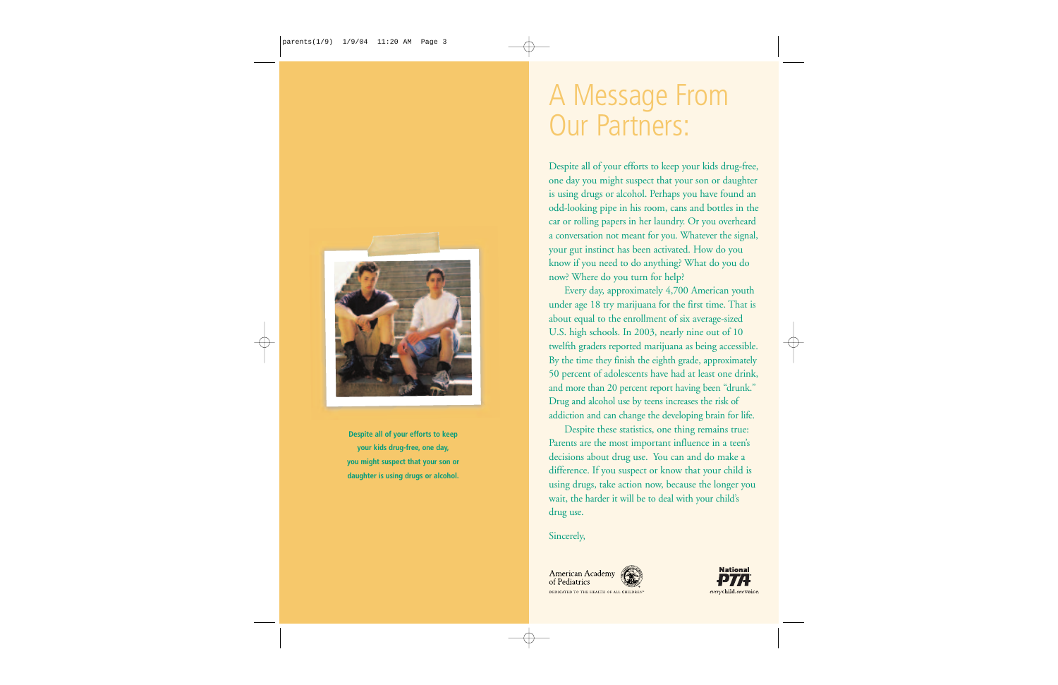Despite all of your efforts to keep your kids drug-free, one day, you might suspect that your son or daughter is using drugs or alcohol.

# A Message From Our Partners:

Despite all of your efforts to keep your kids drug-free, one day you might suspect that your son or daughter is using drugs or alcohol. Perhaps you have found an odd-looking pipe in his room, cans and bottles in the car or rolling papers in her laundry. Or you overheard a conversation not meant for you. Whatever the signal, your gut instinct has been activated. How do you know if you need to do anything? What do you do now? Where do you turn for help?

Every day, approximately 4,700 American youth under age 18 try marijuana for the first time. That is about equal to the enrollment of six average-sized U.S. high schools. In 2003, nearly nine out of 10 twelfth graders reported marijuana as being accessible. By the time they finish the eighth grade, approximately 50 percent of adolescents have had at least one drink, and more than 20 percent report having been "drunk." Drug and alcohol use by teens increases the risk of addiction and can change the developing brain for life.

Despite these statistics, one thing remains true: Parents are the most important influence in a teen's decisions about drug use. You can and do make a difference. If you suspect or know that your child is using drugs, take action now, because the longer you wait, the harder it will be to deal with your child's drug use.

Sincerely,

American Academy of Pediatrics
DEDICATED TO THE HEALTH OF ALL CHILDREN™

National PTA
everychild.onevoice.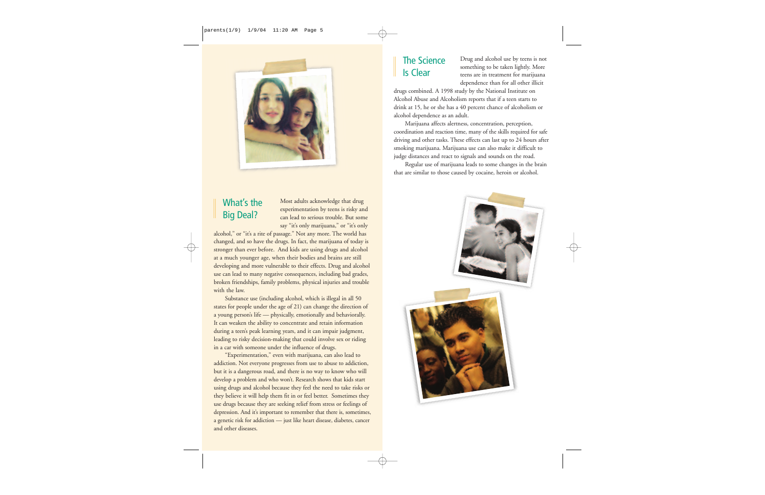## What's the Big Deal?

Most adults acknowledge that drug experimentation by teens is risky and can lead to serious trouble. But some say "it's only marijuana," or "it's only alcohol," or "it's a rite of passage." Not any more. The world has changed, and so have the drugs. In fact, the marijuana of today is stronger than ever before. And kids are using drugs and alcohol at a much younger age, when their bodies and brains are still developing and more vulnerable to their effects. Drug and alcohol use can lead to many negative consequences, including bad grades, broken friendships, family problems, physical injuries and trouble with the law.

Substance use (including alcohol, which is illegal in all 50 states for people under the age of 21) can change the direction of a young person's life — physically, emotionally and behaviorally. It can weaken the ability to concentrate and retain information during a teen's peak learning years, and it can impair judgment, leading to risky decision-making that could involve sex or riding in a car with someone under the influence of drugs.

"Experimentation," even with marijuana, can also lead to addiction. Not everyone progresses from use to abuse to addiction, but it is a dangerous road, and there is no way to know who will develop a problem and who won't. Research shows that kids start using drugs and alcohol because they feel the need to take risks or they believe it will help them fit in or feel better. Sometimes they use drugs because they are seeking relief from stress or feelings of depression. And it's important to remember that there is, sometimes, a genetic risk for addiction — just like heart disease, diabetes, cancer and other diseases.

## The Science Is Clear

Drug and alcohol use by teens is not something to be taken lightly. More teens are in treatment for marijuana dependence than for all other illicit drugs combined. A 1998 study by the National Institute on Alcohol Abuse and Alcoholism reports that if a teen starts to drink at 15, he or she has a 40 percent chance of alcoholism or alcohol dependence as an adult.

Marijuana affects alertness, concentration, perception, coordination and reaction time, many of the skills required for safe driving and other tasks. These effects can last up to 24 hours after smoking marijuana. Marijuana use can also make it difficult to judge distances and react to signals and sounds on the road.

Regular use of marijuana leads to some changes in the brain that are similar to those caused by cocaine, heroin or alcohol.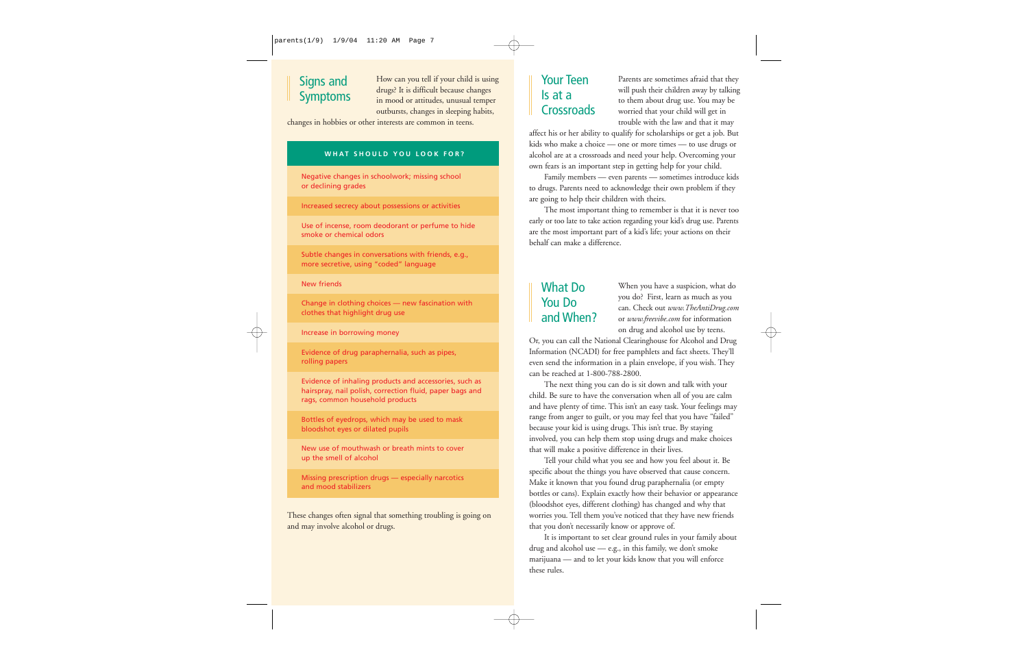## Signs and Symptoms

How can you tell if your child is using drugs? It is difficult because changes in mood or attitudes, unusual temper outbursts, changes in sleeping habits, changes in hobbies or other interests are common in teens.

| WHAT SHOULD YOU LOOK FOR? |
|---|
| Negative changes in schoolwork; missing school or declining grades |
| Increased secrecy about possessions or activities |
| Use of incense, room deodorant or perfume to hide smoke or chemical odors |
| Subtle changes in conversations with friends, e.g., more secretive, using "coded" language |
| New friends |
| Change in clothing choices — new fascination with clothes that highlight drug use |
| Increase in borrowing money |
| Evidence of drug paraphernalia, such as pipes, rolling papers |
| Evidence of inhaling products and accessories, such as hairspray, nail polish, correction fluid, paper bags and rags, common household products |
| Bottles of eyedrops, which may be used to mask bloodshot eyes or dilated pupils |
| New use of mouthwash or breath mints to cover up the smell of alcohol |
| Missing prescription drugs — especially narcotics and mood stabilizers |

These changes often signal that something troubling is going on and may involve alcohol or drugs.

## Your Teen Is at a Crossroads

Parents are sometimes afraid that they will push their children away by talking to them about drug use. You may be worried that your child will get in trouble with the law and that it may affect his or her ability to qualify for scholarships or get a job. But kids who make a choice — one or more times — to use drugs or alcohol are at a crossroads and need your help. Overcoming your own fears is an important step in getting help for your child.

Family members — even parents — sometimes introduce kids to drugs. Parents need to acknowledge their own problem if they are going to help their children with theirs.

The most important thing to remember is that it is never too early or too late to take action regarding your kid's drug use. Parents are the most important part of a kid's life; your actions on their behalf can make a difference.

## What Do You Do and When?

When you have a suspicion, what do you do? First, learn as much as you can. Check out *www.TheAntiDrug.com* or *www.freevibe.com* for information on drug and alcohol use by teens. Or, you can call the National Clearinghouse for Alcohol and Drug Information (NCADI) for free pamphlets and fact sheets. They'll even send the information in a plain envelope, if you wish. They can be reached at 1-800-788-2800.

The next thing you can do is sit down and talk with your child. Be sure to have the conversation when all of you are calm and have plenty of time. This isn't an easy task. Your feelings may range from anger to guilt, or you may feel that you have "failed" because your kid is using drugs. This isn't true. By staying involved, you can help them stop using drugs and make choices that will make a positive difference in their lives.

Tell your child what you see and how you feel about it. Be specific about the things you have observed that cause concern. Make it known that you found drug paraphernalia (or empty bottles or cans). Explain exactly how their behavior or appearance (bloodshot eyes, different clothing) has changed and why that worries you. Tell them you've noticed that they have new friends that you don't necessarily know or approve of.

It is important to set clear ground rules in your family about drug and alcohol use — e.g., in this family, we don't smoke marijuana — and to let your kids know that you will enforce these rules.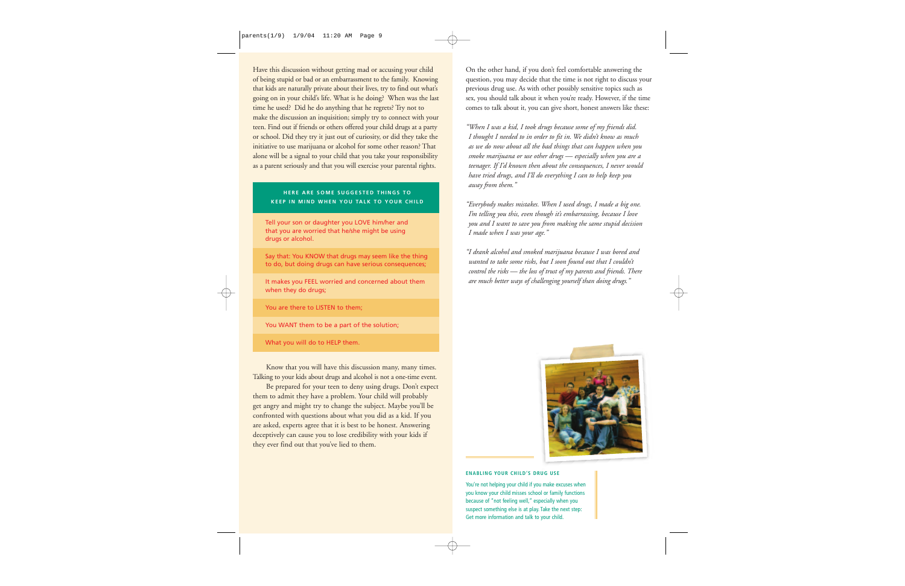Have this discussion without getting mad or accusing your child of being stupid or bad or an embarrassment to the family. Knowing that kids are naturally private about their lives, try to find out what's going on in your child's life. What is he doing? When was the last time he used? Did he do anything that he regrets? Try not to make the discussion an inquisition; simply try to connect with your teen. Find out if friends or others offered your child drugs at a party or school. Did they try it just out of curiosity, or did they take the initiative to use marijuana or alcohol for some other reason? That alone will be a signal to your child that you take your responsibility as a parent seriously and that you will exercise your parental rights.

**HERE ARE SOME SUGGESTED THINGS TO KEEP IN MIND WHEN YOU TALK TO YOUR CHILD**

- Tell your son or daughter you LOVE him/her and that you are worried that he/she might be using drugs or alcohol.
- Say that: You KNOW that drugs may seem like the thing to do, but doing drugs can have serious consequences;
- It makes you FEEL worried and concerned about them when they do drugs;
- You are there to LISTEN to them;
- You WANT them to be a part of the solution;
- What you will do to HELP them.

Know that you will have this discussion many, many times. Talking to your kids about drugs and alcohol is not a one-time event.

Be prepared for your teen to deny using drugs. Don't expect them to admit they have a problem. Your child will probably get angry and might try to change the subject. Maybe you'll be confronted with questions about what you did as a kid. If you are asked, experts agree that it is best to be honest. Answering deceptively can cause you to lose credibility with your kids if they ever find out that you've lied to them.

On the other hand, if you don't feel comfortable answering the question, you may decide that the time is not right to discuss your previous drug use. As with other possibly sensitive topics such as sex, you should talk about it when you're ready. However, if the time comes to talk about it, you can give short, honest answers like these:

*"When I was a kid, I took drugs because some of my friends did. I thought I needed to in order to fit in. We didn't know as much as we do now about all the bad things that can happen when you smoke marijuana or use other drugs — especially when you are a teenager. If I'd known then about the consequences, I never would have tried drugs, and I'll do everything I can to help keep you away from them."*

*"Everybody makes mistakes. When I used drugs, I made a big one. I'm telling you this, even though it's embarrassing, because I love you and I want to save you from making the same stupid decision I made when I was your age."*

*"I drank alcohol and smoked marijuana because I was bored and wanted to take some risks, but I soon found out that I couldn't control the risks — the loss of trust of my parents and friends. There are much better ways of challenging yourself than doing drugs."*

**ENABLING YOUR CHILD'S DRUG USE**

You're not helping your child if you make excuses when you know your child misses school or family functions because of "not feeling well," especially when you suspect something else is at play. Take the next step: Get more information and talk to your child.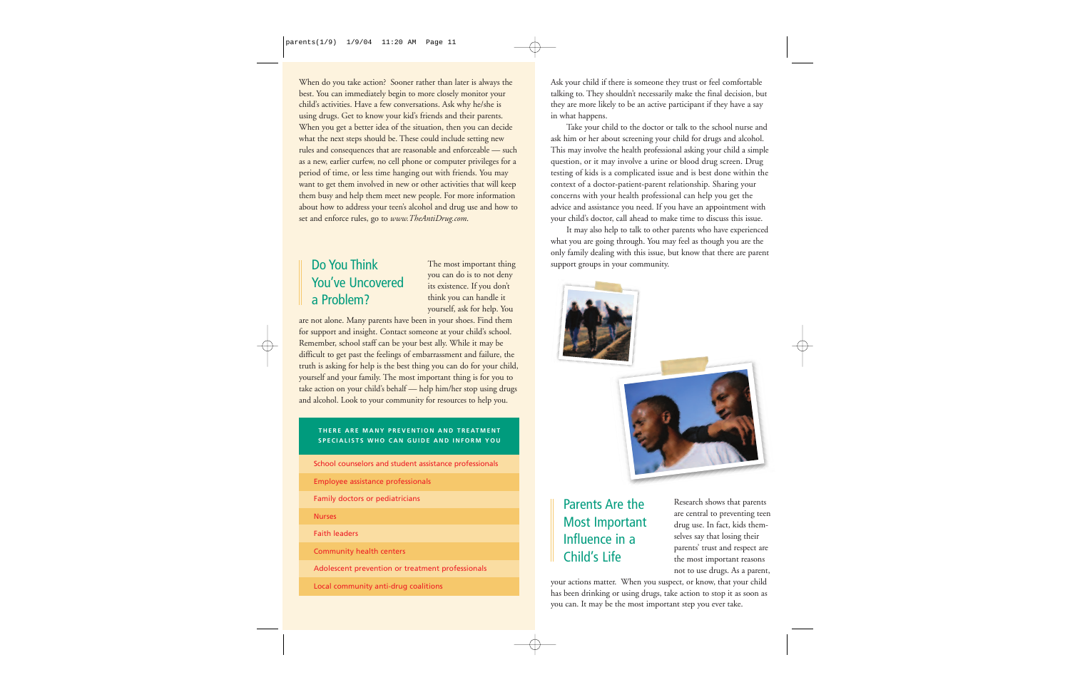When do you take action? Sooner rather than later is always the best. You can immediately begin to more closely monitor your child's activities. Have a few conversations. Ask why he/she is using drugs. Get to know your kid's friends and their parents. When you get a better idea of the situation, then you can decide what the next steps should be. These could include setting new rules and consequences that are reasonable and enforceable — such as a new, earlier curfew, no cell phone or computer privileges for a period of time, or less time hanging out with friends. You may want to get them involved in new or other activities that will keep them busy and help them meet new people. For more information about how to address your teen's alcohol and drug use and how to set and enforce rules, go to *www.TheAntiDrug.com*.

## Do You Think You've Uncovered a Problem?

The most important thing you can do is to not deny its existence. If you don't think you can handle it yourself, ask for help. You are not alone. Many parents have been in your shoes. Find them for support and insight. Contact someone at your child's school. Remember, school staff can be your best ally. While it may be difficult to get past the feelings of embarrassment and failure, the truth is asking for help is the best thing you can do for your child, yourself and your family. The most important thing is for you to take action on your child's behalf — help him/her stop using drugs and alcohol. Look to your community for resources to help you.

| THERE ARE MANY PREVENTION AND TREATMENT SPECIALISTS WHO CAN GUIDE AND INFORM YOU |
| --- |
| School counselors and student assistance professionals |
| Employee assistance professionals |
| Family doctors or pediatricians |
| Nurses |
| Faith leaders |
| Community health centers |
| Adolescent prevention or treatment professionals |
| Local community anti-drug coalitions |

Ask your child if there is someone they trust or feel comfortable talking to. They shouldn't necessarily make the final decision, but they are more likely to be an active participant if they have a say in what happens.

Take your child to the doctor or talk to the school nurse and ask him or her about screening your child for drugs and alcohol. This may involve the health professional asking your child a simple question, or it may involve a urine or blood drug screen. Drug testing of kids is a complicated issue and is best done within the context of a doctor-patient-parent relationship. Sharing your concerns with your health professional can help you get the advice and assistance you need. If you have an appointment with your child's doctor, call ahead to make time to discuss this issue.

It may also help to talk to other parents who have experienced what you are going through. You may feel as though you are the only family dealing with this issue, but know that there are parent support groups in your community.

## Parents Are the Most Important Influence in a Child's Life

Research shows that parents are central to preventing teen drug use. In fact, kids themselves say that losing their parents' trust and respect are the most important reasons not to use drugs. As a parent, your actions matter. When you suspect, or know, that your child has been drinking or using drugs, take action to stop it as soon as you can. It may be the most important step you ever take.